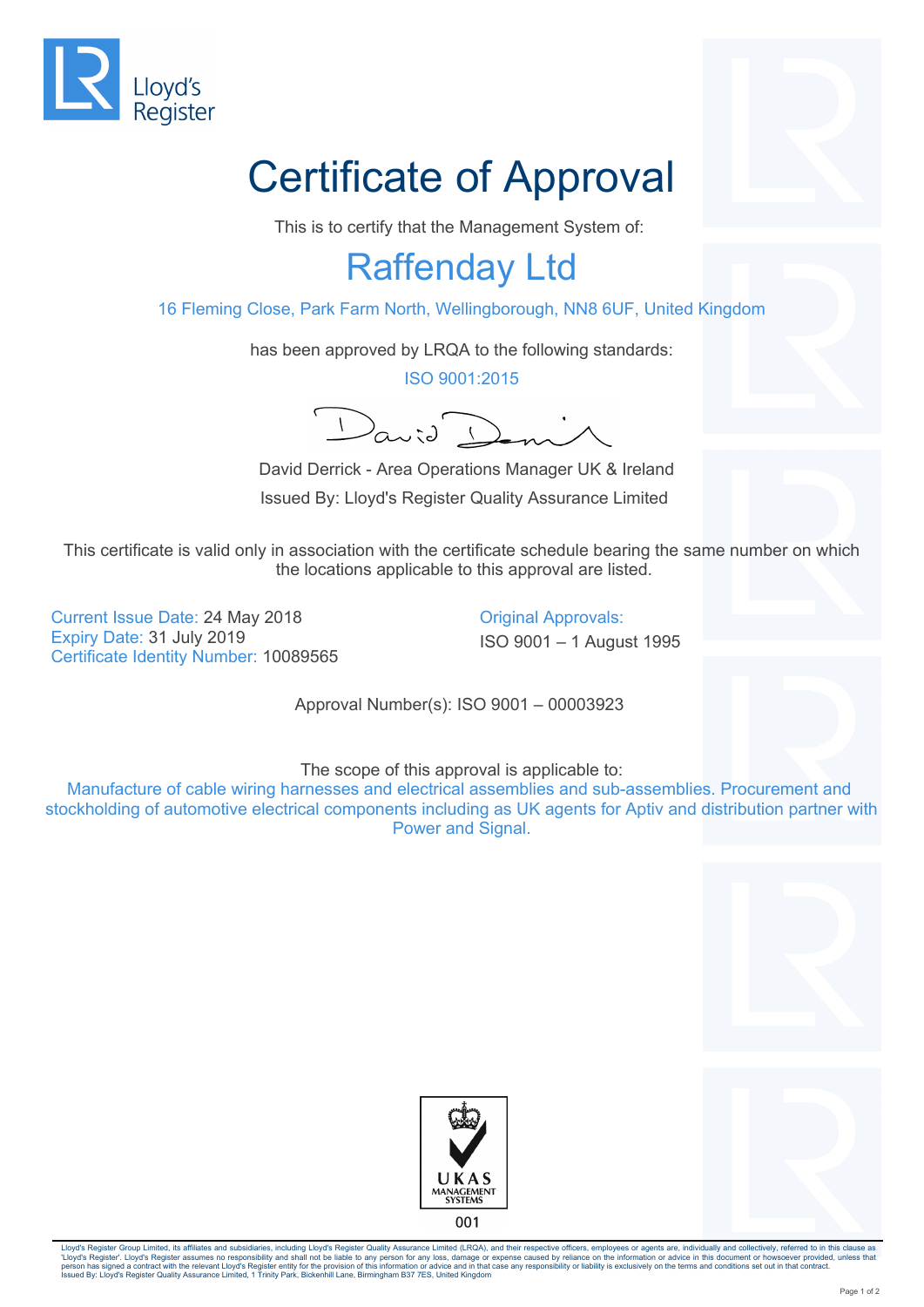Lloyd's Register

# Certificate of Approval

This is to certify that the Management System of:

## Raffenday Ltd

16 Fleming Close, Park Farm North, Wellingborough, NN8 6UF, United Kingdom

has been approved by LRQA to the following standards:

ISO 9001:2015

David Derrick - Area Operations Manager UK & Ireland

Issued By: Lloyd's Register Quality Assurance Limited

This certificate is valid only in association with the certificate schedule bearing the same number on which the locations applicable to this approval are listed.

Current Issue Date: 24 May 2018
Expiry Date: 31 July 2019
Certificate Identity Number: 10089565

Original Approvals:
ISO 9001 – 1 August 1995

Approval Number(s): ISO 9001 – 00003923

The scope of this approval is applicable to:

Manufacture of cable wiring harnesses and electrical assemblies and sub-assemblies. Procurement and stockholding of automotive electrical components including as UK agents for Aptiv and distribution partner with Power and Signal.

UKAS MANAGEMENT SYSTEMS

001

Lloyd's Register Group Limited, its affiliates and subsidiaries, including Lloyd's Register Quality Assurance Limited (LRQA), and their respective officers, employees or agents are, individually and collectively, referred to in this clause as 'Lloyd's Register'. Lloyd's Register assumes no responsibility and shall not be liable to any person for any loss, damage or expense caused by reliance on the information or advice in this document or howsoever provided, unless that person has signed a contract with the relevant Lloyd's Register entity for the provision of this information or advice and in that case any responsibility or liability is exclusively on the terms and conditions set out in that contract.
Issued By: Lloyd's Register Quality Assurance Limited, 1 Trinity Park, Bickenhill Lane, Birmingham B37 7ES, United Kingdom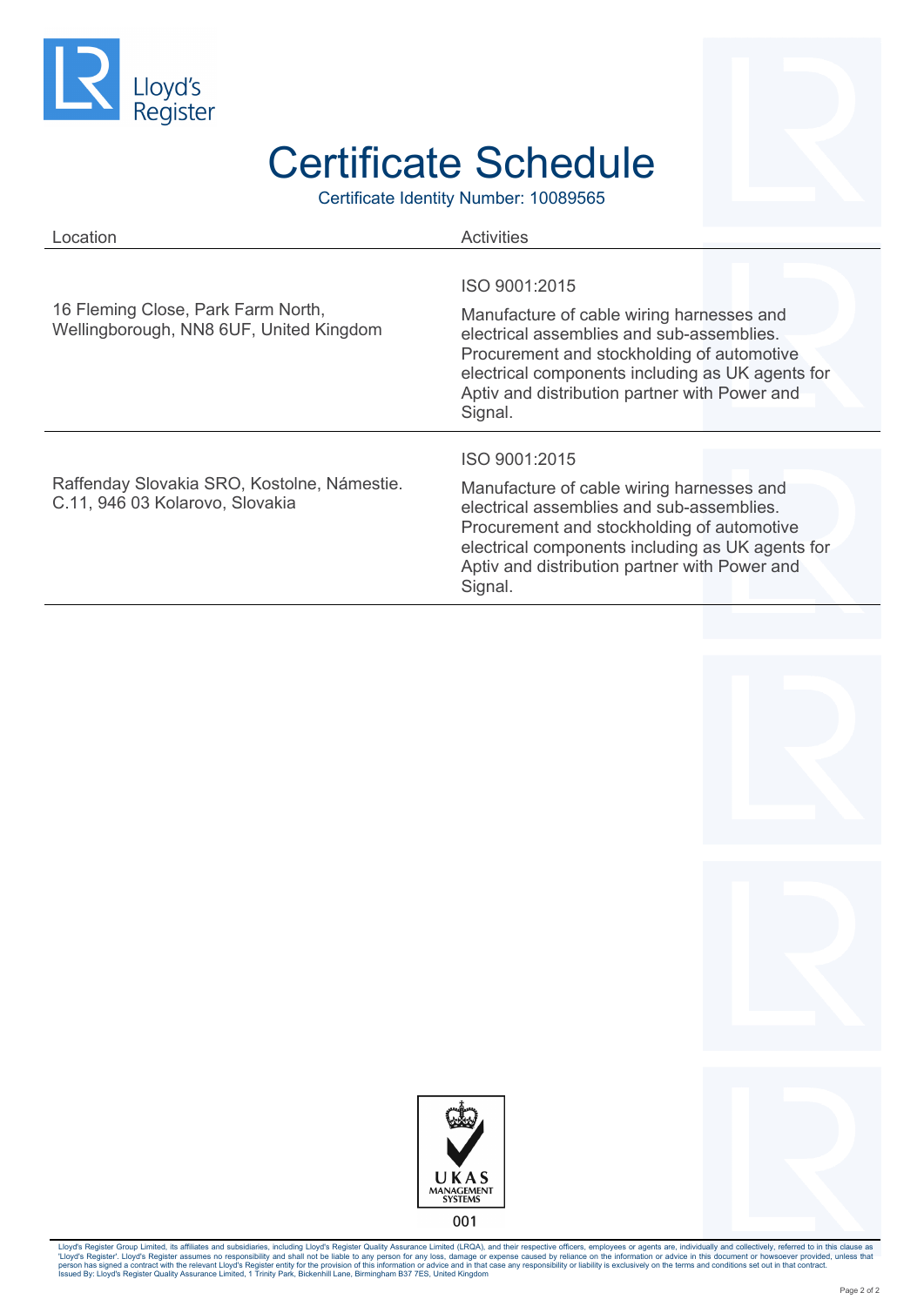Lloyd's Register

# Certificate Schedule

Certificate Identity Number: 10089565

| Location | Activities |
|---|---|
| 16 Fleming Close, Park Farm North, Wellingborough, NN8 6UF, United Kingdom | ISO 9001:2015<br><br>Manufacture of cable wiring harnesses and electrical assemblies and sub-assemblies. Procurement and stockholding of automotive electrical components including as UK agents for Aptiv and distribution partner with Power and Signal. |
| Raffenday Slovakia SRO, Kostolne, Námestie. C.11, 946 03 Kolarovo, Slovakia | ISO 9001:2015<br><br>Manufacture of cable wiring harnesses and electrical assemblies and sub-assemblies. Procurement and stockholding of automotive electrical components including as UK agents for Aptiv and distribution partner with Power and Signal. |

UKAS MANAGEMENT SYSTEMS

001

Lloyd's Register Group Limited, its affiliates and subsidiaries, including Lloyd's Register Quality Assurance Limited (LRQA), and their respective officers, employees or agents are, individually and collectively, referred to in this clause as 'Lloyd's Register'. Lloyd's Register assumes no responsibility and shall not be liable to any person for any loss, damage or expense caused by reliance on the information or advice in this document or howsoever provided, unless that person has signed a contract with the relevant Lloyd's Register entity for the provision of this information or advice and in that case any responsibility or liability is exclusively on the terms and conditions set out in that contract.
Issued By: Lloyd's Register Quality Assurance Limited, 1 Trinity Park, Bickenhill Lane, Birmingham B37 7ES, United Kingdom